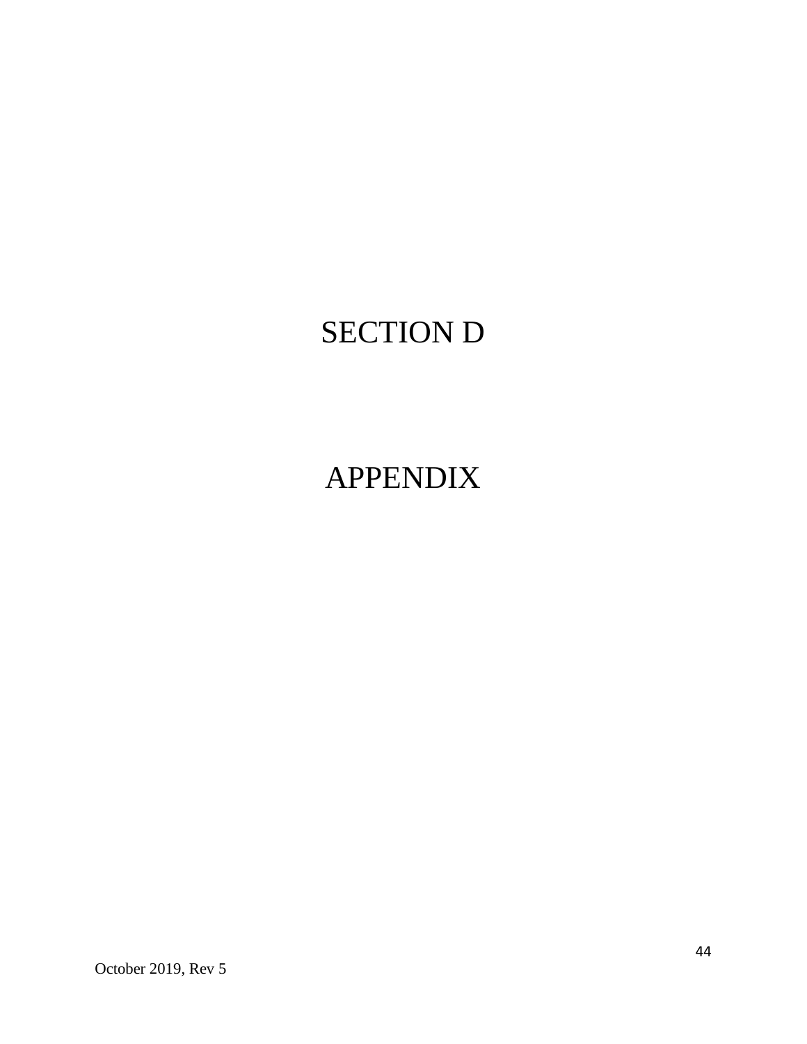# SECTION D

# APPENDIX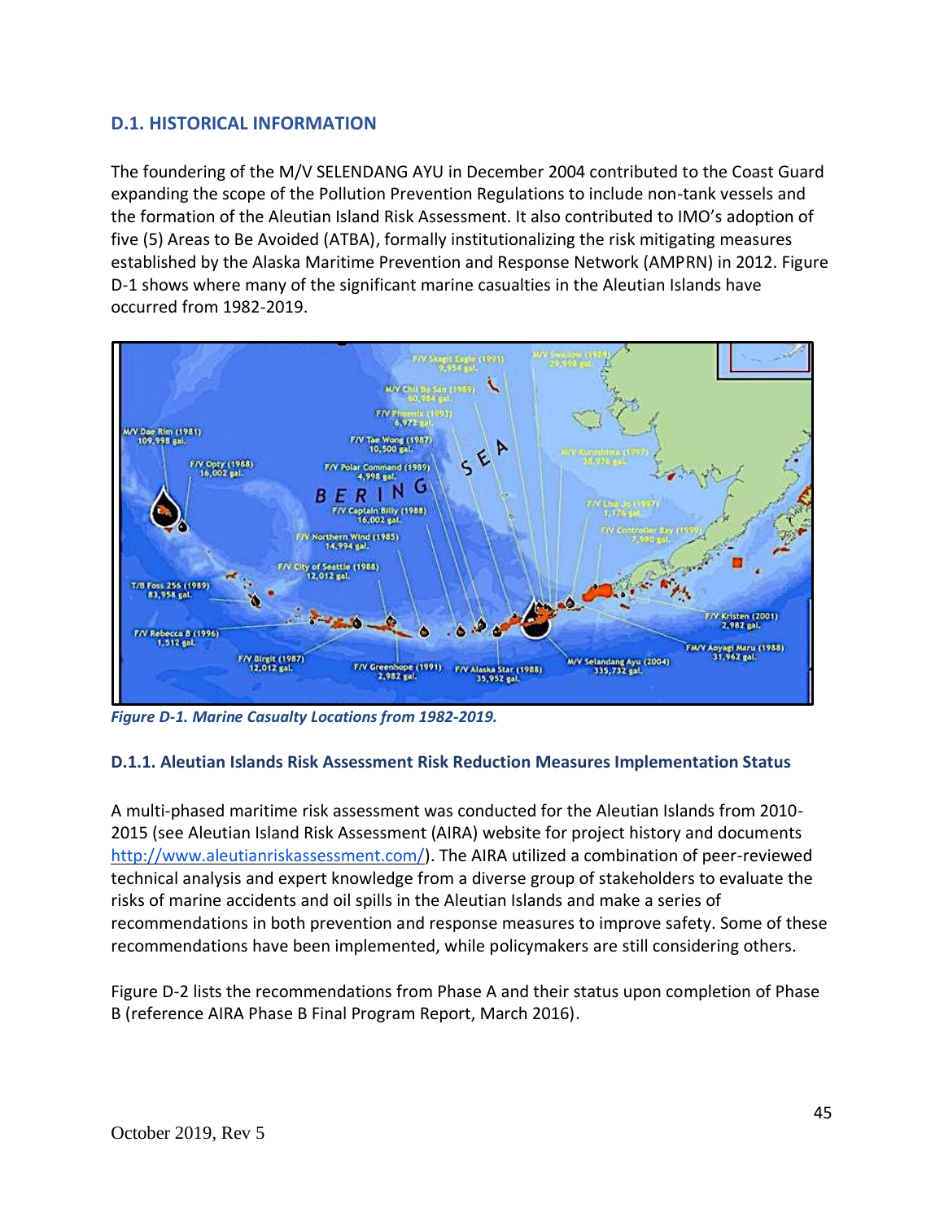## D.1. HISTORICAL INFORMATION

The foundering of the M/V SELENDANG AYU in December 2004 contributed to the Coast Guard expanding the scope of the Pollution Prevention Regulations to include non-tank vessels and the formation of the Aleutian Island Risk Assessment. It also contributed to IMO's adoption of five (5) Areas to Be Avoided (ATBA), formally institutionalizing the risk mitigating measures established by the Alaska Maritime Prevention and Response Network (AMPRN) in 2012. Figure D-1 shows where many of the significant marine casualties in the Aleutian Islands have occurred from 1982-2019.

*Figure D-1. Marine Casualty Locations from 1982-2019.*

### D.1.1. Aleutian Islands Risk Assessment Risk Reduction Measures Implementation Status

A multi-phased maritime risk assessment was conducted for the Aleutian Islands from 2010-2015 (see Aleutian Island Risk Assessment (AIRA) website for project history and documents http://www.aleutianriskassessment.com/). The AIRA utilized a combination of peer-reviewed technical analysis and expert knowledge from a diverse group of stakeholders to evaluate the risks of marine accidents and oil spills in the Aleutian Islands and make a series of recommendations in both prevention and response measures to improve safety. Some of these recommendations have been implemented, while policymakers are still considering others.

Figure D-2 lists the recommendations from Phase A and their status upon completion of Phase B (reference AIRA Phase B Final Program Report, March 2016).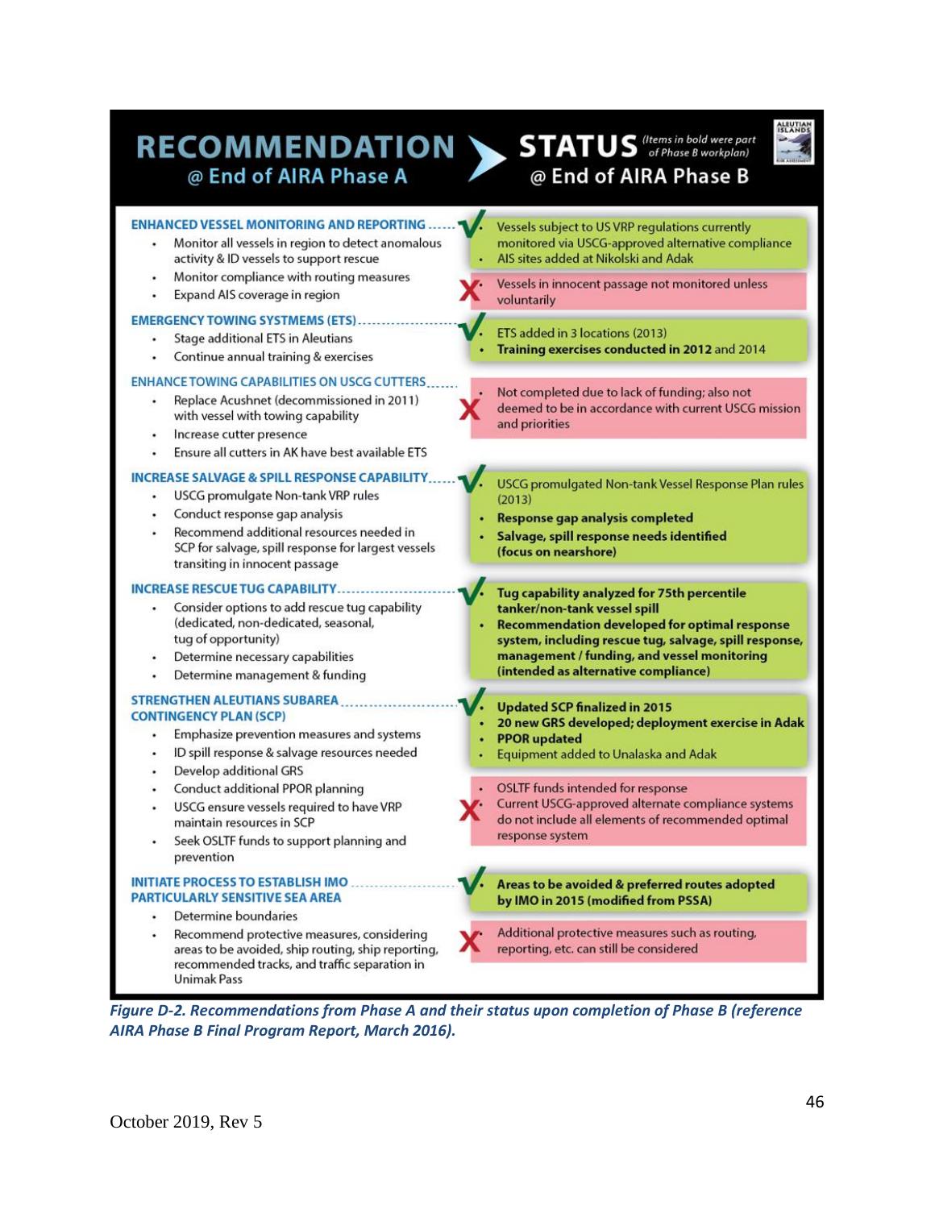| RECOMMENDATION @ End of AIRA Phase A | | STATUS (Items in bold were part of Phase B workplan) @ End of AIRA Phase B |
|---|---|---|
| **ENHANCED VESSEL MONITORING AND REPORTING**<br>• Monitor all vessels in region to detect anomalous activity & ID vessels to support rescue<br>• Monitor compliance with routing measures<br>• Expand AIS coverage in region | ✓ | • Vessels subject to US VRP regulations currently monitored via USCG-approved alternative compliance<br>• AIS sites added at Nikolski and Adak |
| | ✗ | • Vessels in innocent passage not monitored unless voluntarily |
| **EMERGENCY TOWING SYSTMEMS (ETS)**<br>• Stage additional ETS in Aleutians<br>• Continue annual training & exercises | ✓ | • ETS added in 3 locations (2013)<br>• **Training exercises conducted in 2012** and 2014 |
| **ENHANCE TOWING CAPABILITIES ON USCG CUTTERS**<br>• Replace Acushnet (decommissioned in 2011) with vessel with towing capability<br>• Increase cutter presence<br>• Ensure all cutters in AK have best available ETS | ✗ | • Not completed due to lack of funding; also not deemed to be in accordance with current USCG mission and priorities |
| **INCREASE SALVAGE & SPILL RESPONSE CAPABILITY**<br>• USCG promulgate Non-tank VRP rules<br>• Conduct response gap analysis<br>• Recommend additional resources needed in SCP for salvage, spill response for largest vessels transiting in innocent passage | ✓ | • USCG promulgated Non-tank Vessel Response Plan rules (2013)<br>• **Response gap analysis completed**<br>• **Salvage, spill response needs identified (focus on nearshore)** |
| **INCREASE RESCUE TUG CAPABILITY**<br>• Consider options to add rescue tug capability (dedicated, non-dedicated, seasonal, tug of opportunity)<br>• Determine necessary capabilities<br>• Determine management & funding | ✓ | • **Tug capability analyzed for 75th percentile tanker/non-tank vessel spill**<br>• **Recommendation developed for optimal response system, including rescue tug, salvage, spill response, management / funding, and vessel monitoring (intended as alternative compliance)** |
| **STRENGTHEN ALEUTIANS SUBAREA CONTINGENCY PLAN (SCP)**<br>• Emphasize prevention measures and systems<br>• ID spill response & salvage resources needed<br>• Develop additional GRS<br>• Conduct additional PPOR planning<br>• USCG ensure vessels required to have VRP maintain resources in SCP<br>• Seek OSLTF funds to support planning and prevention | ✓ | • **Updated SCP finalized in 2015**<br>• **20 new GRS developed; deployment exercise in Adak**<br>• **PPOR updated**<br>• Equipment added to Unalaska and Adak |
| | ✗ | • OSLTF funds intended for response<br>• Current USCG-approved alternate compliance systems do not include all elements of recommended optimal response system |
| **INITIATE PROCESS TO ESTABLISH IMO PARTICULARLY SENSITIVE SEA AREA**<br>• Determine boundaries<br>• Recommend protective measures, considering areas to be avoided, ship routing, ship reporting, recommended tracks, and traffic separation in Unimak Pass | ✓ | • **Areas to be avoided & preferred routes adopted by IMO in 2015 (modified from PSSA)** |
| | ✗ | • Additional protective measures such as routing, reporting, etc. can still be considered |

*Figure D-2. Recommendations from Phase A and their status upon completion of Phase B (reference AIRA Phase B Final Program Report, March 2016).*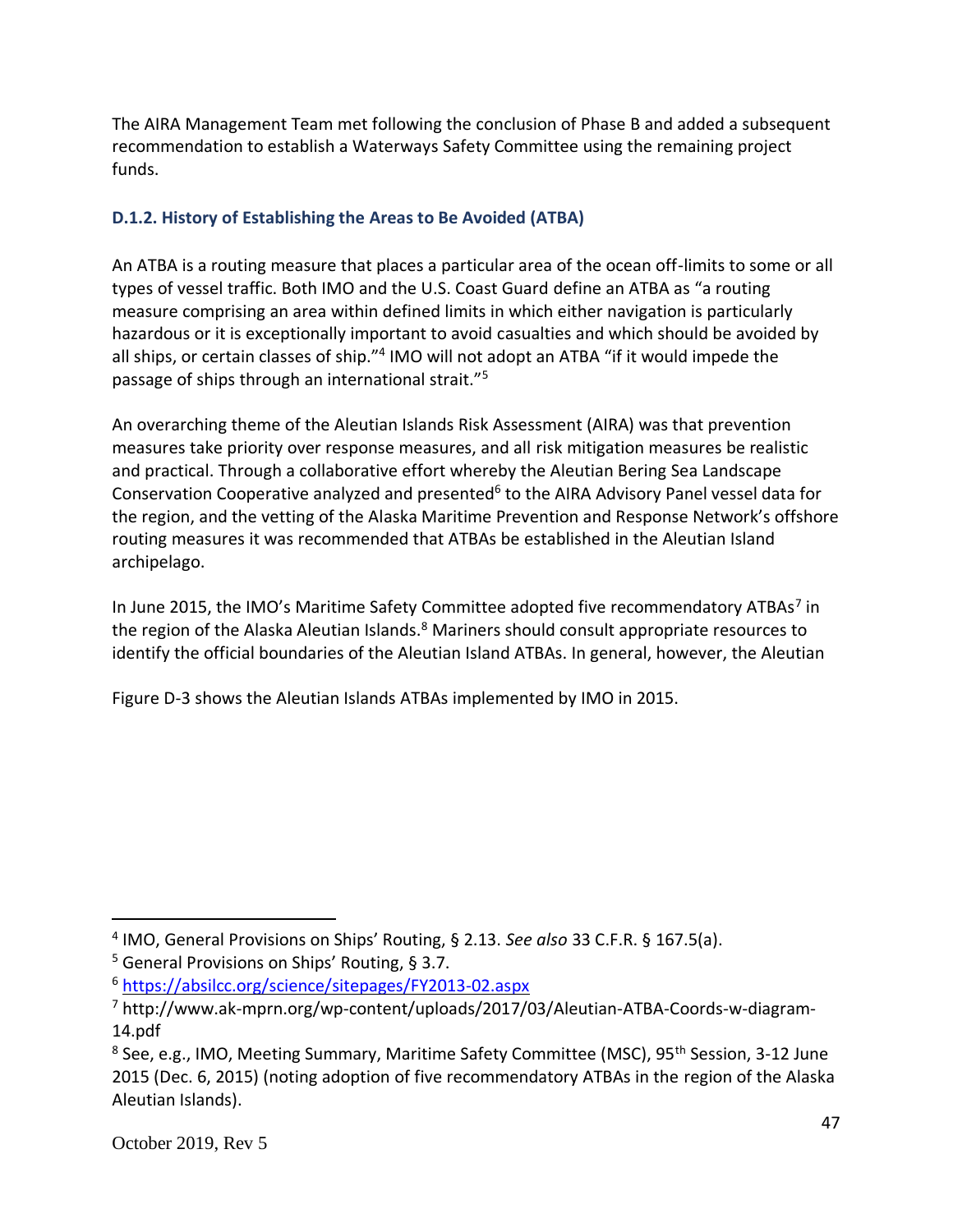The AIRA Management Team met following the conclusion of Phase B and added a subsequent recommendation to establish a Waterways Safety Committee using the remaining project funds.

### D.1.2. History of Establishing the Areas to Be Avoided (ATBA)

An ATBA is a routing measure that places a particular area of the ocean off-limits to some or all types of vessel traffic. Both IMO and the U.S. Coast Guard define an ATBA as "a routing measure comprising an area within defined limits in which either navigation is particularly hazardous or it is exceptionally important to avoid casualties and which should be avoided by all ships, or certain classes of ship."[4] IMO will not adopt an ATBA "if it would impede the passage of ships through an international strait."[5]

An overarching theme of the Aleutian Islands Risk Assessment (AIRA) was that prevention measures take priority over response measures, and all risk mitigation measures be realistic and practical. Through a collaborative effort whereby the Aleutian Bering Sea Landscape Conservation Cooperative analyzed and presented[6] to the AIRA Advisory Panel vessel data for the region, and the vetting of the Alaska Maritime Prevention and Response Network's offshore routing measures it was recommended that ATBAs be established in the Aleutian Island archipelago.

In June 2015, the IMO's Maritime Safety Committee adopted five recommendatory ATBAs[7] in the region of the Alaska Aleutian Islands.[8] Mariners should consult appropriate resources to identify the official boundaries of the Aleutian Island ATBAs. In general, however, the Aleutian

Figure D-3 shows the Aleutian Islands ATBAs implemented by IMO in 2015.

---

[4] IMO, General Provisions on Ships' Routing, § 2.13. *See also* 33 C.F.R. § 167.5(a).

[5] General Provisions on Ships' Routing, § 3.7.

[6] https://absilcc.org/science/sitepages/FY2013-02.aspx

[7] http://www.ak-mprn.org/wp-content/uploads/2017/03/Aleutian-ATBA-Coords-w-diagram-14.pdf

[8] See, e.g., IMO, Meeting Summary, Maritime Safety Committee (MSC), 95th Session, 3-12 June 2015 (Dec. 6, 2015) (noting adoption of five recommendatory ATBAs in the region of the Alaska Aleutian Islands).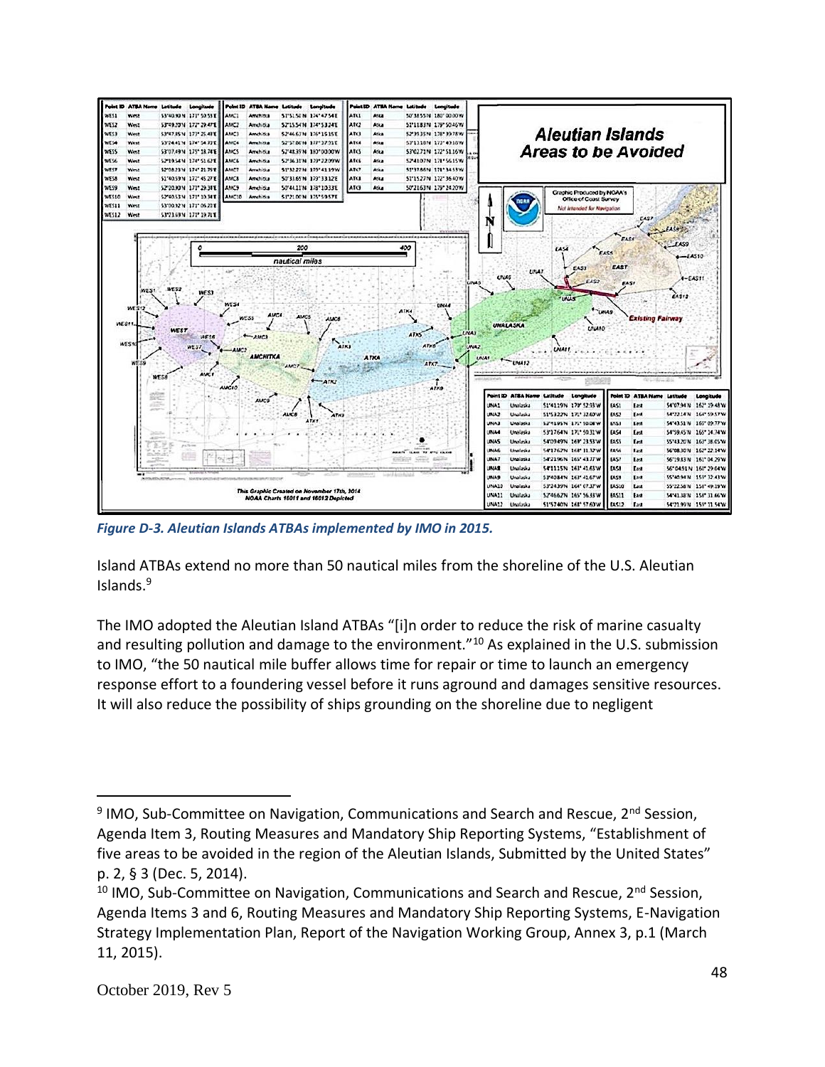*Figure D-3. Aleutian Islands ATBAs implemented by IMO in 2015.*

Island ATBAs extend no more than 50 nautical miles from the shoreline of the U.S. Aleutian Islands.[9]

The IMO adopted the Aleutian Island ATBAs "[i]n order to reduce the risk of marine casualty and resulting pollution and damage to the environment."[10] As explained in the U.S. submission to IMO, "the 50 nautical mile buffer allows time for repair or time to launch an emergency response effort to a foundering vessel before it runs aground and damages sensitive resources. It will also reduce the possibility of ships grounding on the shoreline due to negligent

---

[9] IMO, Sub-Committee on Navigation, Communications and Search and Rescue, 2nd Session, Agenda Item 3, Routing Measures and Mandatory Ship Reporting Systems, "Establishment of five areas to be avoided in the region of the Aleutian Islands, Submitted by the United States" p. 2, § 3 (Dec. 5, 2014).

[10] IMO, Sub-Committee on Navigation, Communications and Search and Rescue, 2nd Session, Agenda Items 3 and 6, Routing Measures and Mandatory Ship Reporting Systems, E-Navigation Strategy Implementation Plan, Report of the Navigation Working Group, Annex 3, p.1 (March 11, 2015).

October 2019, Rev 5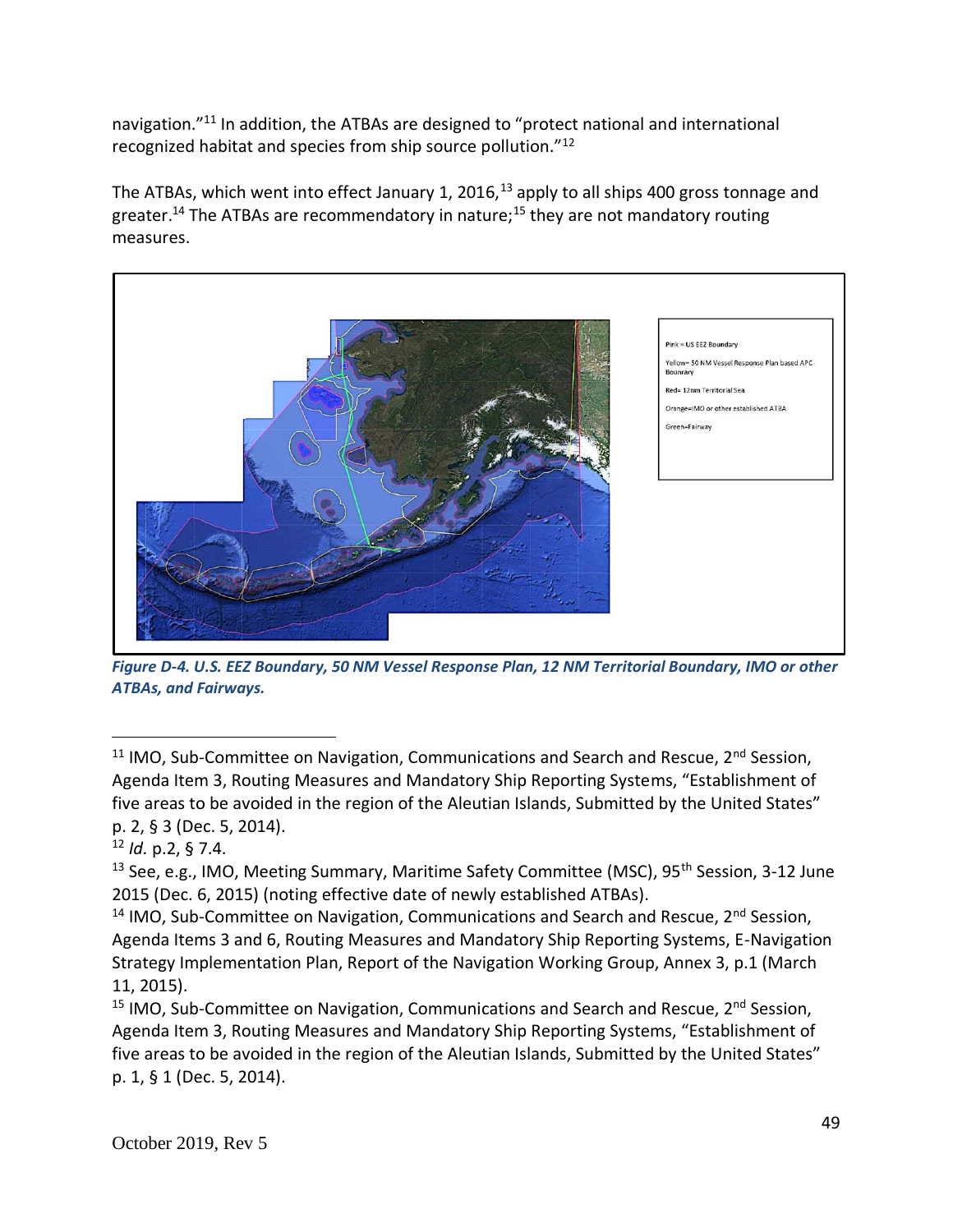navigation."[11] In addition, the ATBAs are designed to "protect national and international recognized habitat and species from ship source pollution."[12]

The ATBAs, which went into effect January 1, 2016,[13] apply to all ships 400 gross tonnage and greater.[14] The ATBAs are recommendatory in nature;[15] they are not mandatory routing measures.

Pink = US EEZ Boundary

Yellow= 50 NM Vessel Response Plan based APC Bounrary

Red= 12nm Territorial Sea

Orange=IMO or other established ATBA

Green=Fairway

*Figure D-4. U.S. EEZ Boundary, 50 NM Vessel Response Plan, 12 NM Territorial Boundary, IMO or other ATBAs, and Fairways.*

---

[11] IMO, Sub-Committee on Navigation, Communications and Search and Rescue, 2nd Session, Agenda Item 3, Routing Measures and Mandatory Ship Reporting Systems, "Establishment of five areas to be avoided in the region of the Aleutian Islands, Submitted by the United States" p. 2, § 3 (Dec. 5, 2014).

[12] *Id.* p.2, § 7.4.

[13] See, e.g., IMO, Meeting Summary, Maritime Safety Committee (MSC), 95th Session, 3-12 June 2015 (Dec. 6, 2015) (noting effective date of newly established ATBAs).

[14] IMO, Sub-Committee on Navigation, Communications and Search and Rescue, 2nd Session, Agenda Items 3 and 6, Routing Measures and Mandatory Ship Reporting Systems, E-Navigation Strategy Implementation Plan, Report of the Navigation Working Group, Annex 3, p.1 (March 11, 2015).

[15] IMO, Sub-Committee on Navigation, Communications and Search and Rescue, 2nd Session, Agenda Item 3, Routing Measures and Mandatory Ship Reporting Systems, "Establishment of five areas to be avoided in the region of the Aleutian Islands, Submitted by the United States" p. 1, § 1 (Dec. 5, 2014).

October 2019, Rev 5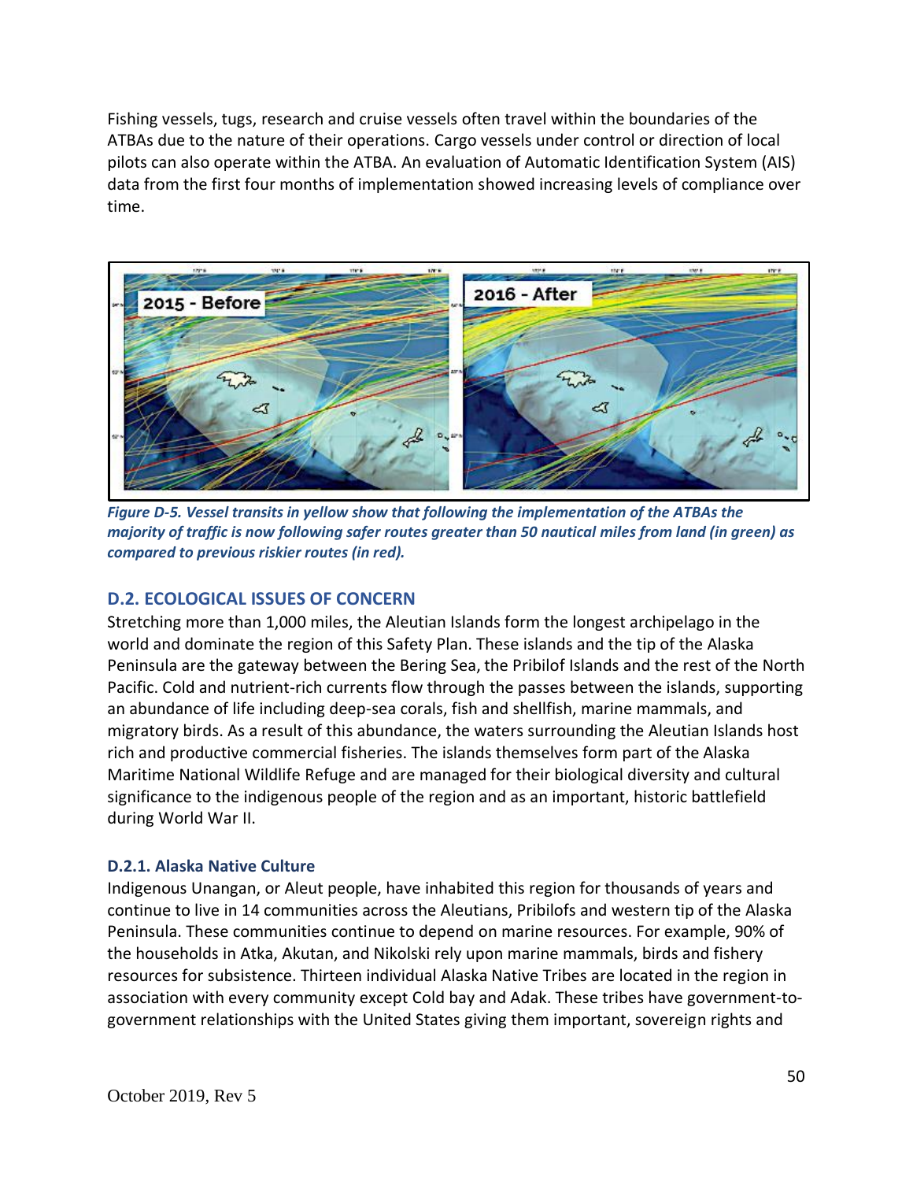Fishing vessels, tugs, research and cruise vessels often travel within the boundaries of the ATBAs due to the nature of their operations. Cargo vessels under control or direction of local pilots can also operate within the ATBA. An evaluation of Automatic Identification System (AIS) data from the first four months of implementation showed increasing levels of compliance over time.

*Figure D-5. Vessel transits in yellow show that following the implementation of the ATBAs the majority of traffic is now following safer routes greater than 50 nautical miles from land (in green) as compared to previous riskier routes (in red).*

## D.2. ECOLOGICAL ISSUES OF CONCERN

Stretching more than 1,000 miles, the Aleutian Islands form the longest archipelago in the world and dominate the region of this Safety Plan. These islands and the tip of the Alaska Peninsula are the gateway between the Bering Sea, the Pribilof Islands and the rest of the North Pacific. Cold and nutrient-rich currents flow through the passes between the islands, supporting an abundance of life including deep-sea corals, fish and shellfish, marine mammals, and migratory birds. As a result of this abundance, the waters surrounding the Aleutian Islands host rich and productive commercial fisheries. The islands themselves form part of the Alaska Maritime National Wildlife Refuge and are managed for their biological diversity and cultural significance to the indigenous people of the region and as an important, historic battlefield during World War II.

### D.2.1. Alaska Native Culture

Indigenous Unangan, or Aleut people, have inhabited this region for thousands of years and continue to live in 14 communities across the Aleutians, Pribilofs and western tip of the Alaska Peninsula. These communities continue to depend on marine resources. For example, 90% of the households in Atka, Akutan, and Nikolski rely upon marine mammals, birds and fishery resources for subsistence. Thirteen individual Alaska Native Tribes are located in the region in association with every community except Cold bay and Adak. These tribes have government-to-government relationships with the United States giving them important, sovereign rights and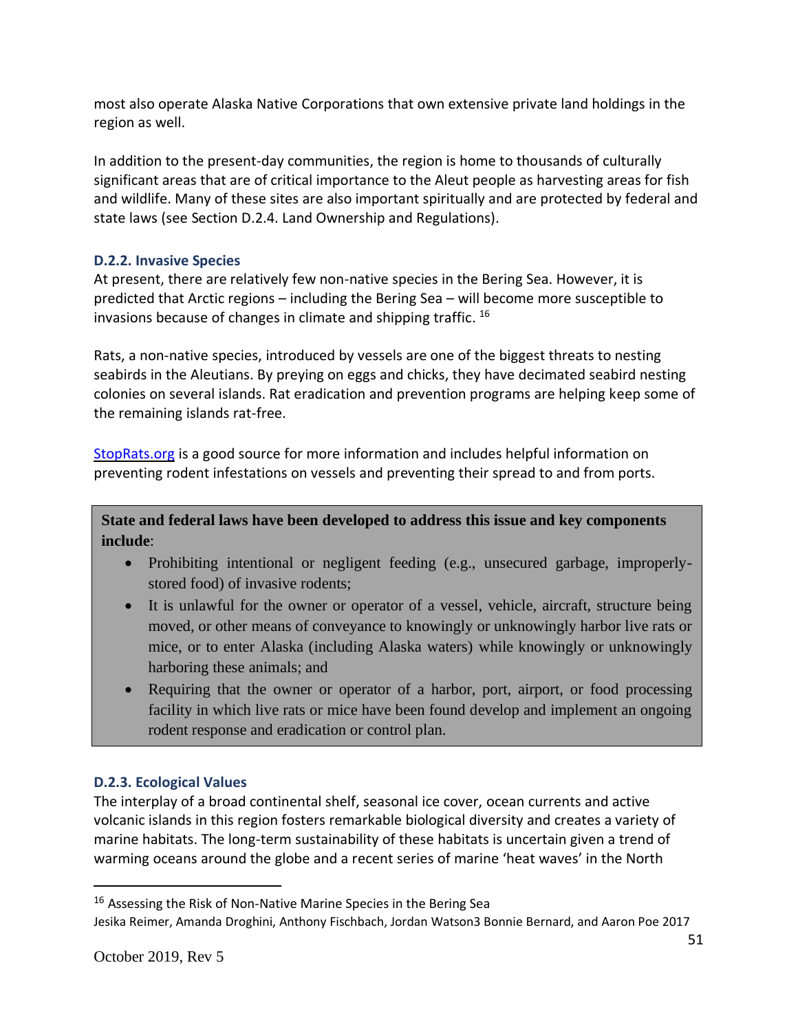most also operate Alaska Native Corporations that own extensive private land holdings in the region as well.

In addition to the present-day communities, the region is home to thousands of culturally significant areas that are of critical importance to the Aleut people as harvesting areas for fish and wildlife. Many of these sites are also important spiritually and are protected by federal and state laws (see Section D.2.4. Land Ownership and Regulations).

### D.2.2. Invasive Species

At present, there are relatively few non-native species in the Bering Sea. However, it is predicted that Arctic regions – including the Bering Sea – will become more susceptible to invasions because of changes in climate and shipping traffic. [16]

Rats, a non-native species, introduced by vessels are one of the biggest threats to nesting seabirds in the Aleutians. By preying on eggs and chicks, they have decimated seabird nesting colonies on several islands. Rat eradication and prevention programs are helping keep some of the remaining islands rat-free.

StopRats.org is a good source for more information and includes helpful information on preventing rodent infestations on vessels and preventing their spread to and from ports.

**State and federal laws have been developed to address this issue and key components include**:

- Prohibiting intentional or negligent feeding (e.g., unsecured garbage, improperly-stored food) of invasive rodents;
- It is unlawful for the owner or operator of a vessel, vehicle, aircraft, structure being moved, or other means of conveyance to knowingly or unknowingly harbor live rats or mice, or to enter Alaska (including Alaska waters) while knowingly or unknowingly harboring these animals; and
- Requiring that the owner or operator of a harbor, port, airport, or food processing facility in which live rats or mice have been found develop and implement an ongoing rodent response and eradication or control plan.

### D.2.3. Ecological Values

The interplay of a broad continental shelf, seasonal ice cover, ocean currents and active volcanic islands in this region fosters remarkable biological diversity and creates a variety of marine habitats. The long-term sustainability of these habitats is uncertain given a trend of warming oceans around the globe and a recent series of marine 'heat waves' in the North

[16] Assessing the Risk of Non-Native Marine Species in the Bering Sea
Jesika Reimer, Amanda Droghini, Anthony Fischbach, Jordan Watson3 Bonnie Bernard, and Aaron Poe 2017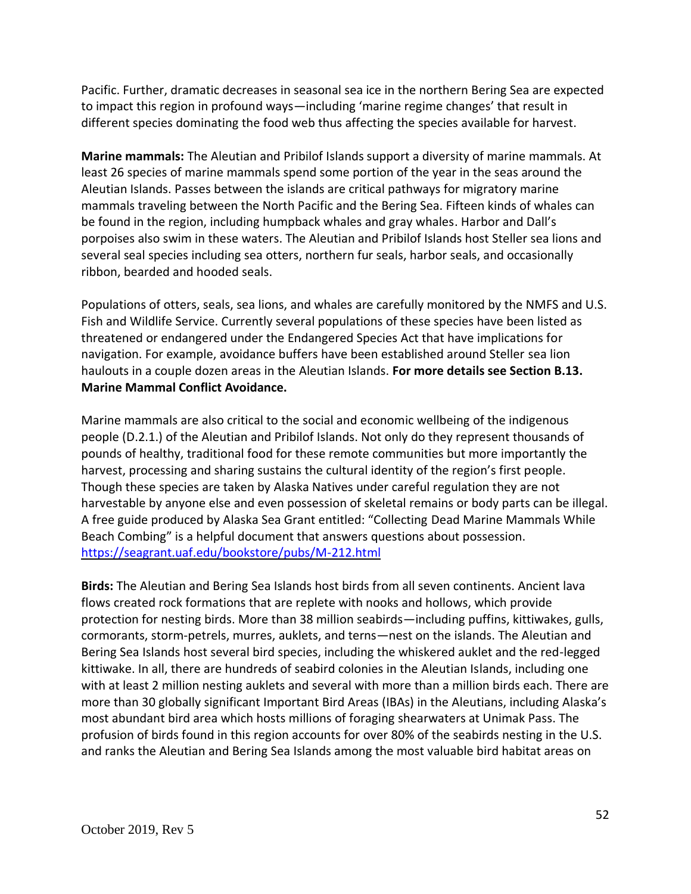Pacific. Further, dramatic decreases in seasonal sea ice in the northern Bering Sea are expected to impact this region in profound ways—including 'marine regime changes' that result in different species dominating the food web thus affecting the species available for harvest.

**Marine mammals:** The Aleutian and Pribilof Islands support a diversity of marine mammals. At least 26 species of marine mammals spend some portion of the year in the seas around the Aleutian Islands. Passes between the islands are critical pathways for migratory marine mammals traveling between the North Pacific and the Bering Sea. Fifteen kinds of whales can be found in the region, including humpback whales and gray whales. Harbor and Dall's porpoises also swim in these waters. The Aleutian and Pribilof Islands host Steller sea lions and several seal species including sea otters, northern fur seals, harbor seals, and occasionally ribbon, bearded and hooded seals.

Populations of otters, seals, sea lions, and whales are carefully monitored by the NMFS and U.S. Fish and Wildlife Service. Currently several populations of these species have been listed as threatened or endangered under the Endangered Species Act that have implications for navigation. For example, avoidance buffers have been established around Steller sea lion haulouts in a couple dozen areas in the Aleutian Islands. **For more details see Section B.13. Marine Mammal Conflict Avoidance.**

Marine mammals are also critical to the social and economic wellbeing of the indigenous people (D.2.1.) of the Aleutian and Pribilof Islands. Not only do they represent thousands of pounds of healthy, traditional food for these remote communities but more importantly the harvest, processing and sharing sustains the cultural identity of the region's first people. Though these species are taken by Alaska Natives under careful regulation they are not harvestable by anyone else and even possession of skeletal remains or body parts can be illegal. A free guide produced by Alaska Sea Grant entitled: "Collecting Dead Marine Mammals While Beach Combing" is a helpful document that answers questions about possession. https://seagrant.uaf.edu/bookstore/pubs/M-212.html

**Birds:** The Aleutian and Bering Sea Islands host birds from all seven continents. Ancient lava flows created rock formations that are replete with nooks and hollows, which provide protection for nesting birds. More than 38 million seabirds—including puffins, kittiwakes, gulls, cormorants, storm-petrels, murres, auklets, and terns—nest on the islands. The Aleutian and Bering Sea Islands host several bird species, including the whiskered auklet and the red-legged kittiwake. In all, there are hundreds of seabird colonies in the Aleutian Islands, including one with at least 2 million nesting auklets and several with more than a million birds each. There are more than 30 globally significant Important Bird Areas (IBAs) in the Aleutians, including Alaska's most abundant bird area which hosts millions of foraging shearwaters at Unimak Pass. The profusion of birds found in this region accounts for over 80% of the seabirds nesting in the U.S. and ranks the Aleutian and Bering Sea Islands among the most valuable bird habitat areas on

October 2019, Rev 5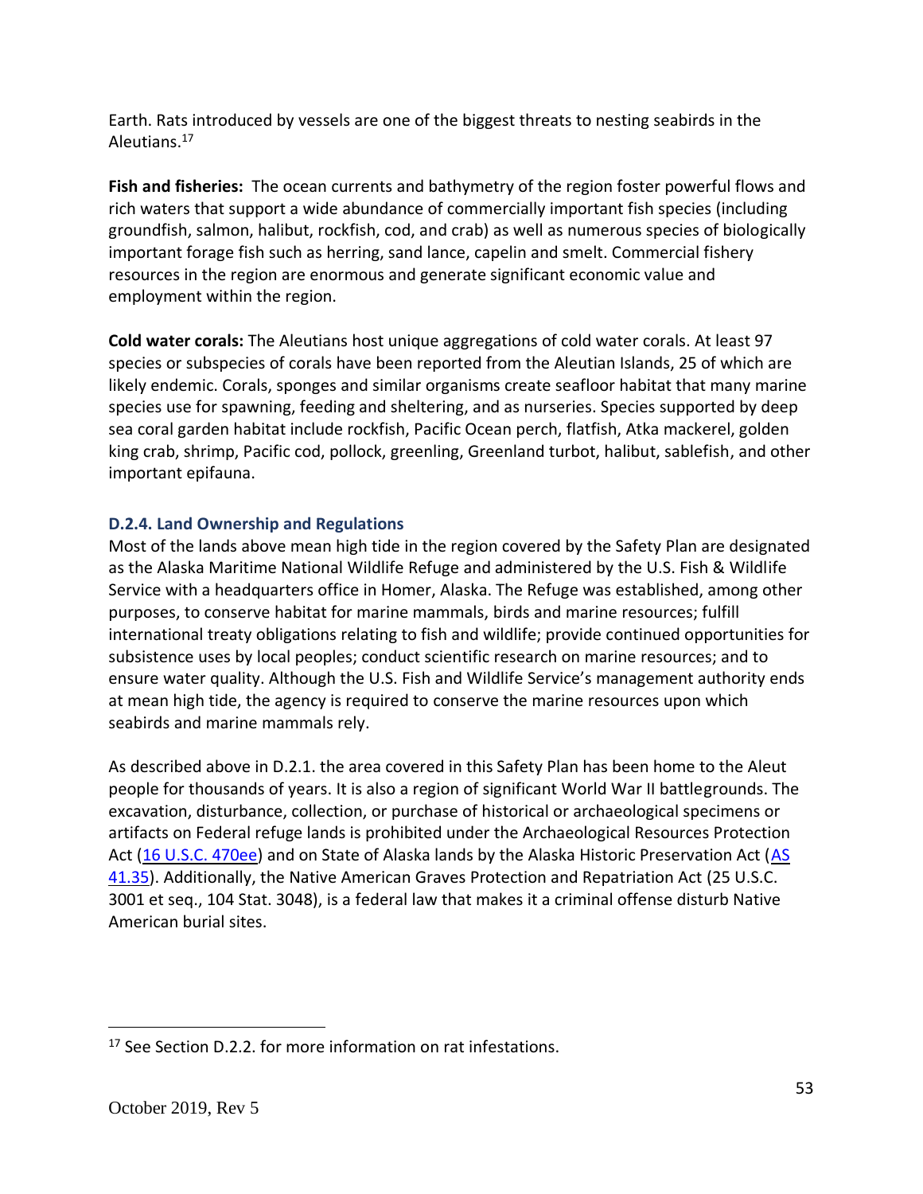Earth. Rats introduced by vessels are one of the biggest threats to nesting seabirds in the Aleutians.[17]

**Fish and fisheries:** The ocean currents and bathymetry of the region foster powerful flows and rich waters that support a wide abundance of commercially important fish species (including groundfish, salmon, halibut, rockfish, cod, and crab) as well as numerous species of biologically important forage fish such as herring, sand lance, capelin and smelt. Commercial fishery resources in the region are enormous and generate significant economic value and employment within the region.

**Cold water corals:** The Aleutians host unique aggregations of cold water corals. At least 97 species or subspecies of corals have been reported from the Aleutian Islands, 25 of which are likely endemic. Corals, sponges and similar organisms create seafloor habitat that many marine species use for spawning, feeding and sheltering, and as nurseries. Species supported by deep sea coral garden habitat include rockfish, Pacific Ocean perch, flatfish, Atka mackerel, golden king crab, shrimp, Pacific cod, pollock, greenling, Greenland turbot, halibut, sablefish, and other important epifauna.

### D.2.4. Land Ownership and Regulations

Most of the lands above mean high tide in the region covered by the Safety Plan are designated as the Alaska Maritime National Wildlife Refuge and administered by the U.S. Fish & Wildlife Service with a headquarters office in Homer, Alaska. The Refuge was established, among other purposes, to conserve habitat for marine mammals, birds and marine resources; fulfill international treaty obligations relating to fish and wildlife; provide continued opportunities for subsistence uses by local peoples; conduct scientific research on marine resources; and to ensure water quality. Although the U.S. Fish and Wildlife Service's management authority ends at mean high tide, the agency is required to conserve the marine resources upon which seabirds and marine mammals rely.

As described above in D.2.1. the area covered in this Safety Plan has been home to the Aleut people for thousands of years. It is also a region of significant World War II battlegrounds. The excavation, disturbance, collection, or purchase of historical or archaeological specimens or artifacts on Federal refuge lands is prohibited under the Archaeological Resources Protection Act (16 U.S.C. 470ee) and on State of Alaska lands by the Alaska Historic Preservation Act (AS 41.35). Additionally, the Native American Graves Protection and Repatriation Act (25 U.S.C. 3001 et seq., 104 Stat. 3048), is a federal law that makes it a criminal offense disturb Native American burial sites.

---

[17] See Section D.2.2. for more information on rat infestations.

October 2019, Rev 5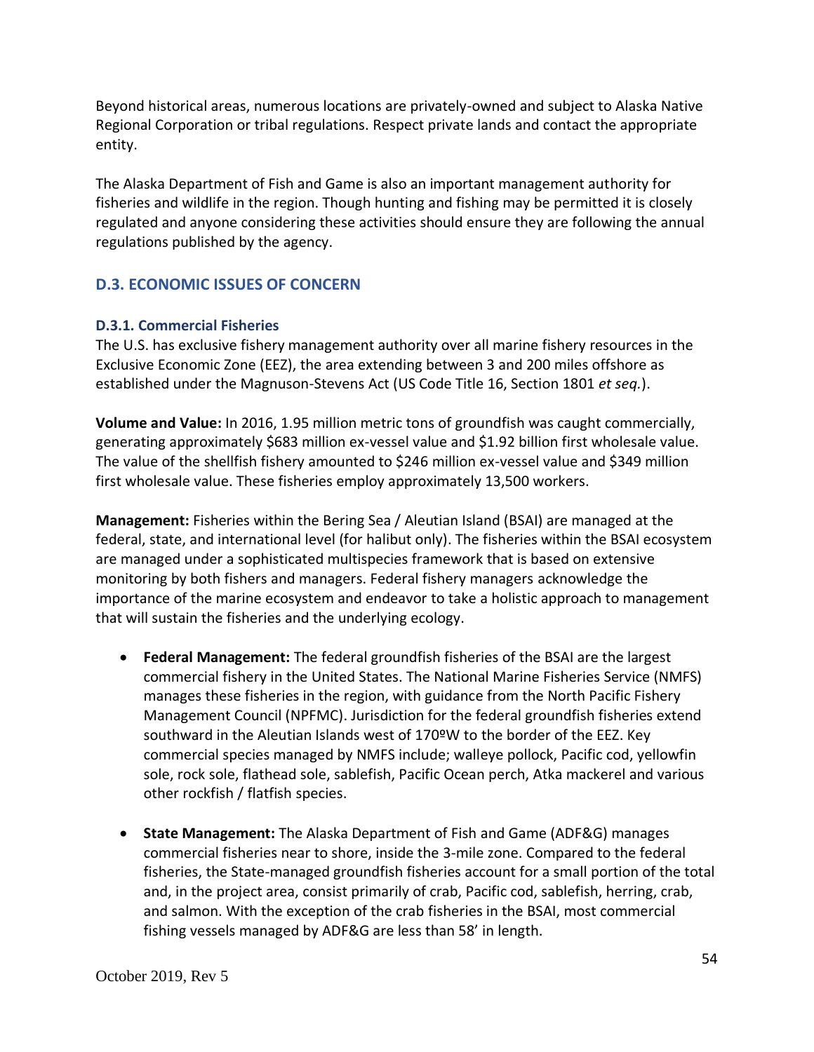Beyond historical areas, numerous locations are privately-owned and subject to Alaska Native Regional Corporation or tribal regulations. Respect private lands and contact the appropriate entity.

The Alaska Department of Fish and Game is also an important management authority for fisheries and wildlife in the region. Though hunting and fishing may be permitted it is closely regulated and anyone considering these activities should ensure they are following the annual regulations published by the agency.

## D.3. ECONOMIC ISSUES OF CONCERN

### D.3.1. Commercial Fisheries

The U.S. has exclusive fishery management authority over all marine fishery resources in the Exclusive Economic Zone (EEZ), the area extending between 3 and 200 miles offshore as established under the Magnuson-Stevens Act (US Code Title 16, Section 1801 *et seq.*).

**Volume and Value:** In 2016, 1.95 million metric tons of groundfish was caught commercially, generating approximately $683 million ex-vessel value and $1.92 billion first wholesale value. The value of the shellfish fishery amounted to $246 million ex-vessel value and $349 million first wholesale value. These fisheries employ approximately 13,500 workers.

**Management:** Fisheries within the Bering Sea / Aleutian Island (BSAI) are managed at the federal, state, and international level (for halibut only). The fisheries within the BSAI ecosystem are managed under a sophisticated multispecies framework that is based on extensive monitoring by both fishers and managers. Federal fishery managers acknowledge the importance of the marine ecosystem and endeavor to take a holistic approach to management that will sustain the fisheries and the underlying ecology.

- **Federal Management:** The federal groundfish fisheries of the BSAI are the largest commercial fishery in the United States. The National Marine Fisheries Service (NMFS) manages these fisheries in the region, with guidance from the North Pacific Fishery Management Council (NPFMC). Jurisdiction for the federal groundfish fisheries extend southward in the Aleutian Islands west of 170ºW to the border of the EEZ. Key commercial species managed by NMFS include; walleye pollock, Pacific cod, yellowfin sole, rock sole, flathead sole, sablefish, Pacific Ocean perch, Atka mackerel and various other rockfish / flatfish species.

- **State Management:** The Alaska Department of Fish and Game (ADF&G) manages commercial fisheries near to shore, inside the 3-mile zone. Compared to the federal fisheries, the State-managed groundfish fisheries account for a small portion of the total and, in the project area, consist primarily of crab, Pacific cod, sablefish, herring, crab, and salmon. With the exception of the crab fisheries in the BSAI, most commercial fishing vessels managed by ADF&G are less than 58' in length.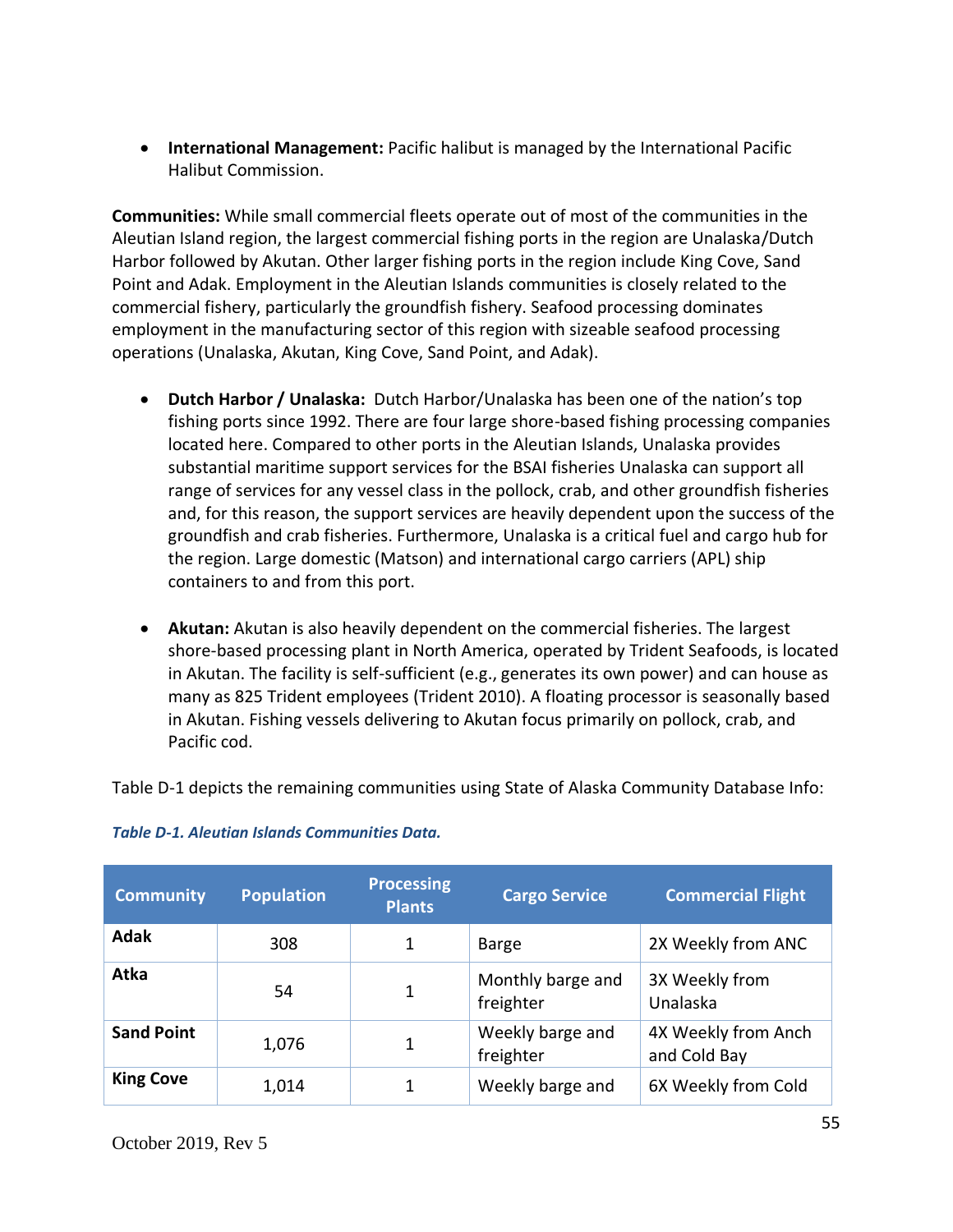- **International Management:** Pacific halibut is managed by the International Pacific Halibut Commission.

**Communities:** While small commercial fleets operate out of most of the communities in the Aleutian Island region, the largest commercial fishing ports in the region are Unalaska/Dutch Harbor followed by Akutan. Other larger fishing ports in the region include King Cove, Sand Point and Adak. Employment in the Aleutian Islands communities is closely related to the commercial fishery, particularly the groundfish fishery. Seafood processing dominates employment in the manufacturing sector of this region with sizeable seafood processing operations (Unalaska, Akutan, King Cove, Sand Point, and Adak).

- **Dutch Harbor / Unalaska:** Dutch Harbor/Unalaska has been one of the nation's top fishing ports since 1992. There are four large shore-based fishing processing companies located here. Compared to other ports in the Aleutian Islands, Unalaska provides substantial maritime support services for the BSAI fisheries Unalaska can support all range of services for any vessel class in the pollock, crab, and other groundfish fisheries and, for this reason, the support services are heavily dependent upon the success of the groundfish and crab fisheries. Furthermore, Unalaska is a critical fuel and cargo hub for the region. Large domestic (Matson) and international cargo carriers (APL) ship containers to and from this port.

- **Akutan:** Akutan is also heavily dependent on the commercial fisheries. The largest shore-based processing plant in North America, operated by Trident Seafoods, is located in Akutan. The facility is self-sufficient (e.g., generates its own power) and can house as many as 825 Trident employees (Trident 2010). A floating processor is seasonally based in Akutan. Fishing vessels delivering to Akutan focus primarily on pollock, crab, and Pacific cod.

Table D-1 depicts the remaining communities using State of Alaska Community Database Info:

*Table D-1. Aleutian Islands Communities Data.*

| Community | Population | Processing Plants | Cargo Service | Commercial Flight |
|---|---|---|---|---|
| **Adak** | 308 | 1 | Barge | 2X Weekly from ANC |
| **Atka** | 54 | 1 | Monthly barge and freighter | 3X Weekly from Unalaska |
| **Sand Point** | 1,076 | 1 | Weekly barge and freighter | 4X Weekly from Anch and Cold Bay |
| **King Cove** | 1,014 | 1 | Weekly barge and | 6X Weekly from Cold |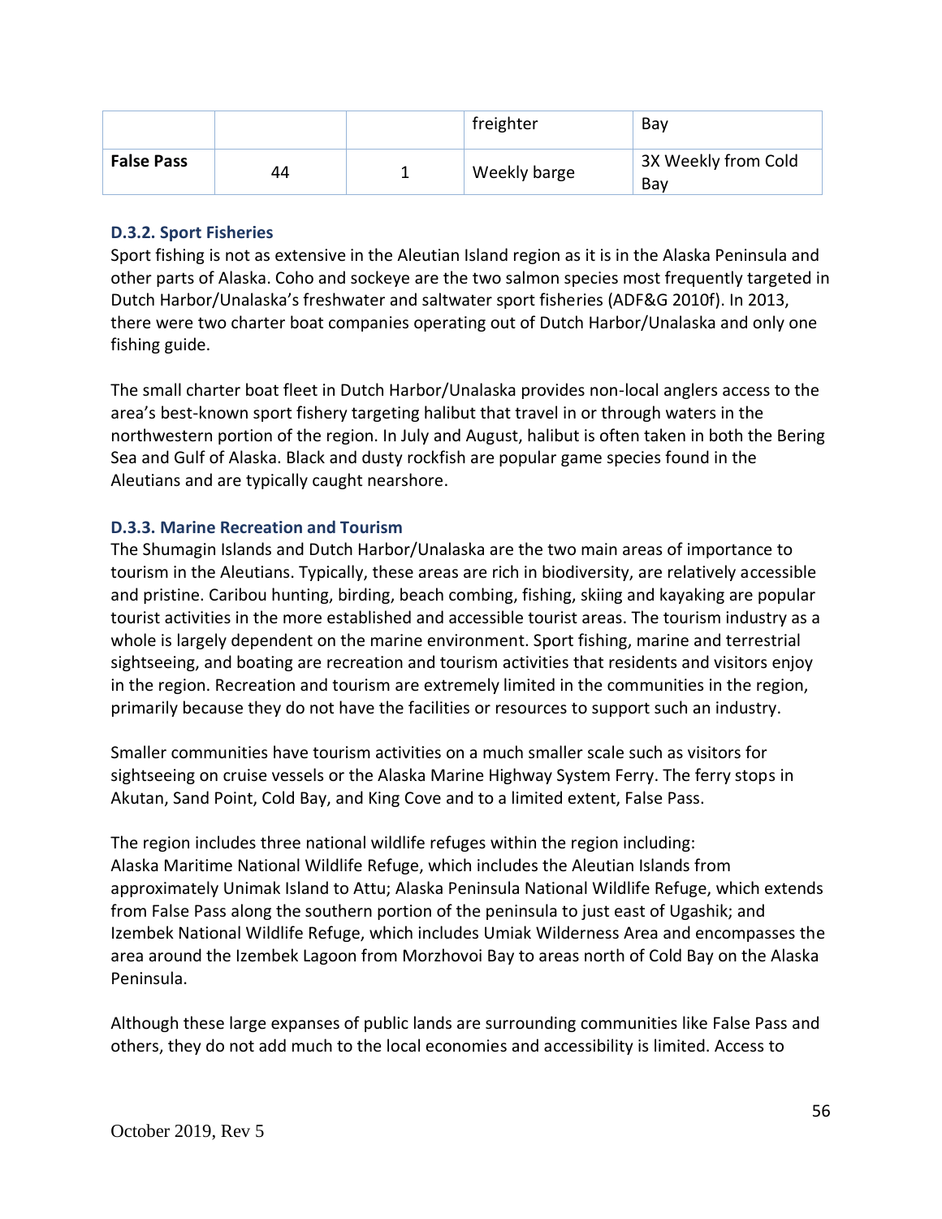|  |  |  | freighter | Bay |
| --- | --- | --- | --- | --- |
| **False Pass** | 44 | 1 | Weekly barge | 3X Weekly from Cold Bay |

### D.3.2. Sport Fisheries

Sport fishing is not as extensive in the Aleutian Island region as it is in the Alaska Peninsula and other parts of Alaska. Coho and sockeye are the two salmon species most frequently targeted in Dutch Harbor/Unalaska's freshwater and saltwater sport fisheries (ADF&G 2010f). In 2013, there were two charter boat companies operating out of Dutch Harbor/Unalaska and only one fishing guide.

The small charter boat fleet in Dutch Harbor/Unalaska provides non-local anglers access to the area's best-known sport fishery targeting halibut that travel in or through waters in the northwestern portion of the region. In July and August, halibut is often taken in both the Bering Sea and Gulf of Alaska. Black and dusty rockfish are popular game species found in the Aleutians and are typically caught nearshore.

### D.3.3. Marine Recreation and Tourism

The Shumagin Islands and Dutch Harbor/Unalaska are the two main areas of importance to tourism in the Aleutians. Typically, these areas are rich in biodiversity, are relatively accessible and pristine. Caribou hunting, birding, beach combing, fishing, skiing and kayaking are popular tourist activities in the more established and accessible tourist areas. The tourism industry as a whole is largely dependent on the marine environment. Sport fishing, marine and terrestrial sightseeing, and boating are recreation and tourism activities that residents and visitors enjoy in the region. Recreation and tourism are extremely limited in the communities in the region, primarily because they do not have the facilities or resources to support such an industry.

Smaller communities have tourism activities on a much smaller scale such as visitors for sightseeing on cruise vessels or the Alaska Marine Highway System Ferry. The ferry stops in Akutan, Sand Point, Cold Bay, and King Cove and to a limited extent, False Pass.

The region includes three national wildlife refuges within the region including:
Alaska Maritime National Wildlife Refuge, which includes the Aleutian Islands from approximately Unimak Island to Attu; Alaska Peninsula National Wildlife Refuge, which extends from False Pass along the southern portion of the peninsula to just east of Ugashik; and Izembek National Wildlife Refuge, which includes Umiak Wilderness Area and encompasses the area around the Izembek Lagoon from Morzhovoi Bay to areas north of Cold Bay on the Alaska Peninsula.

Although these large expanses of public lands are surrounding communities like False Pass and others, they do not add much to the local economies and accessibility is limited. Access to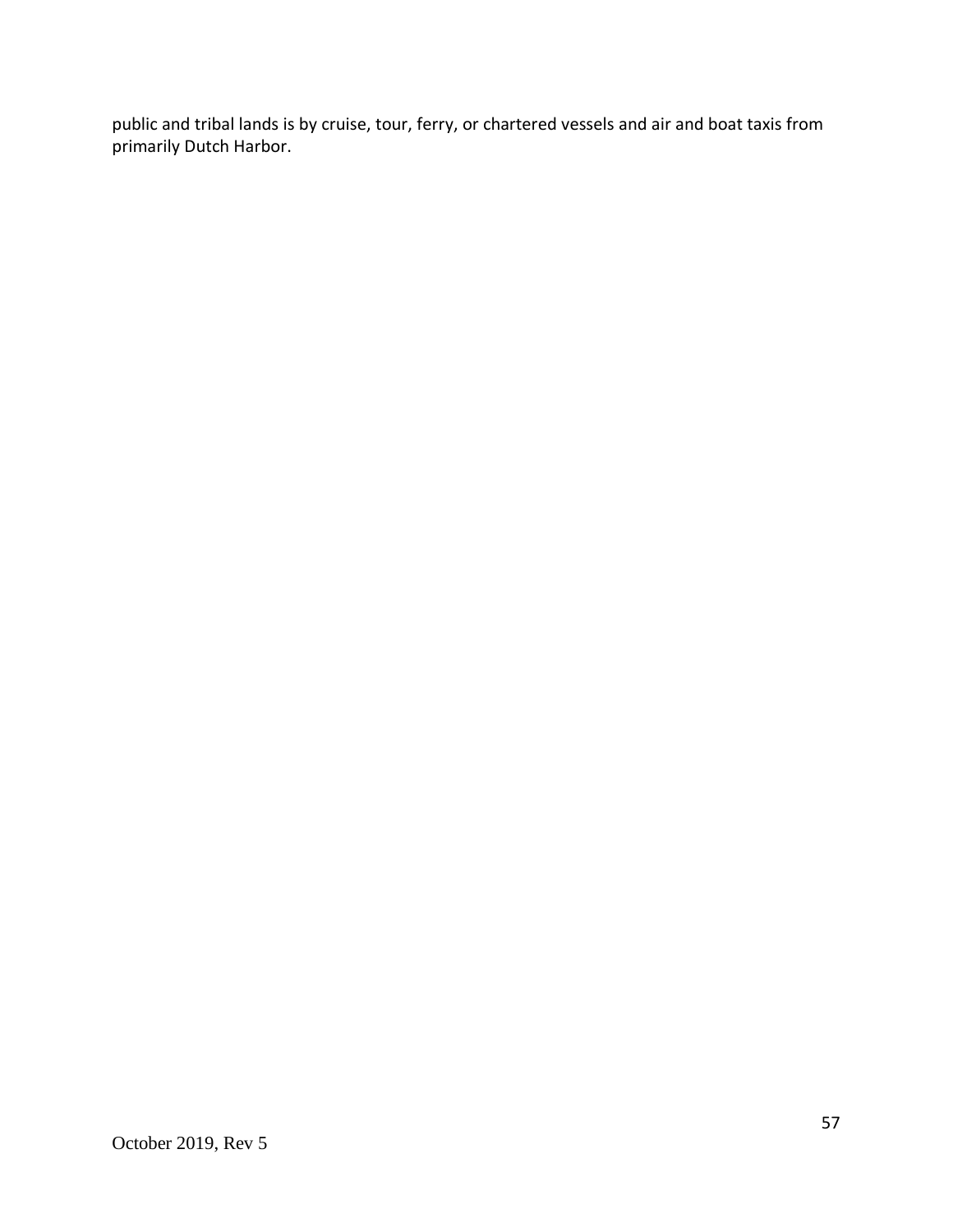public and tribal lands is by cruise, tour, ferry, or chartered vessels and air and boat taxis from primarily Dutch Harbor.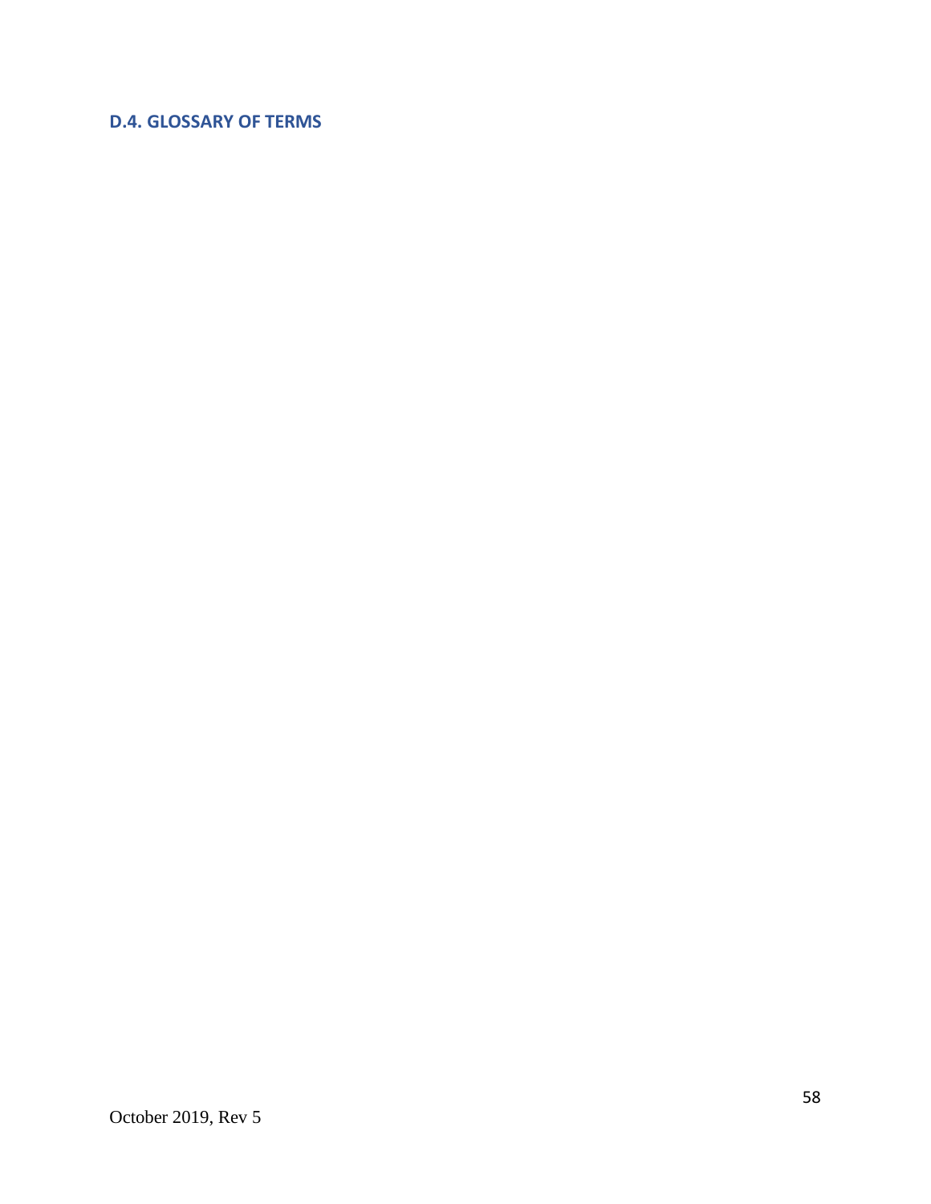## D.4. GLOSSARY OF TERMS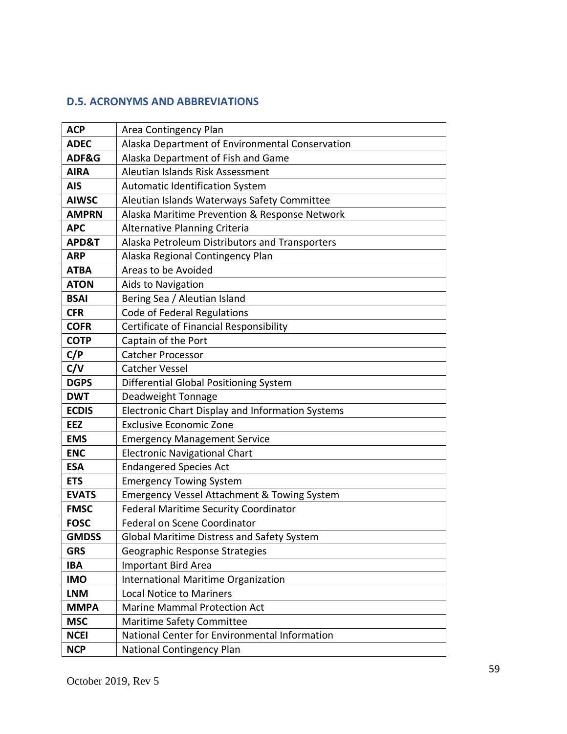## D.5. ACRONYMS AND ABBREVIATIONS

| | |
|---|---|
| **ACP** | Area Contingency Plan |
| **ADEC** | Alaska Department of Environmental Conservation |
| **ADF&G** | Alaska Department of Fish and Game |
| **AIRA** | Aleutian Islands Risk Assessment |
| **AIS** | Automatic Identification System |
| **AIWSC** | Aleutian Islands Waterways Safety Committee |
| **AMPRN** | Alaska Maritime Prevention & Response Network |
| **APC** | Alternative Planning Criteria |
| **APD&T** | Alaska Petroleum Distributors and Transporters |
| **ARP** | Alaska Regional Contingency Plan |
| **ATBA** | Areas to be Avoided |
| **ATON** | Aids to Navigation |
| **BSAI** | Bering Sea / Aleutian Island |
| **CFR** | Code of Federal Regulations |
| **COFR** | Certificate of Financial Responsibility |
| **COTP** | Captain of the Port |
| **C/P** | Catcher Processor |
| **C/V** | Catcher Vessel |
| **DGPS** | Differential Global Positioning System |
| **DWT** | Deadweight Tonnage |
| **ECDIS** | Electronic Chart Display and Information Systems |
| **EEZ** | Exclusive Economic Zone |
| **EMS** | Emergency Management Service |
| **ENC** | Electronic Navigational Chart |
| **ESA** | Endangered Species Act |
| **ETS** | Emergency Towing System |
| **EVATS** | Emergency Vessel Attachment & Towing System |
| **FMSC** | Federal Maritime Security Coordinator |
| **FOSC** | Federal on Scene Coordinator |
| **GMDSS** | Global Maritime Distress and Safety System |
| **GRS** | Geographic Response Strategies |
| **IBA** | Important Bird Area |
| **IMO** | International Maritime Organization |
| **LNM** | Local Notice to Mariners |
| **MMPA** | Marine Mammal Protection Act |
| **MSC** | Maritime Safety Committee |
| **NCEI** | National Center for Environmental Information |
| **NCP** | National Contingency Plan |

October 2019, Rev 5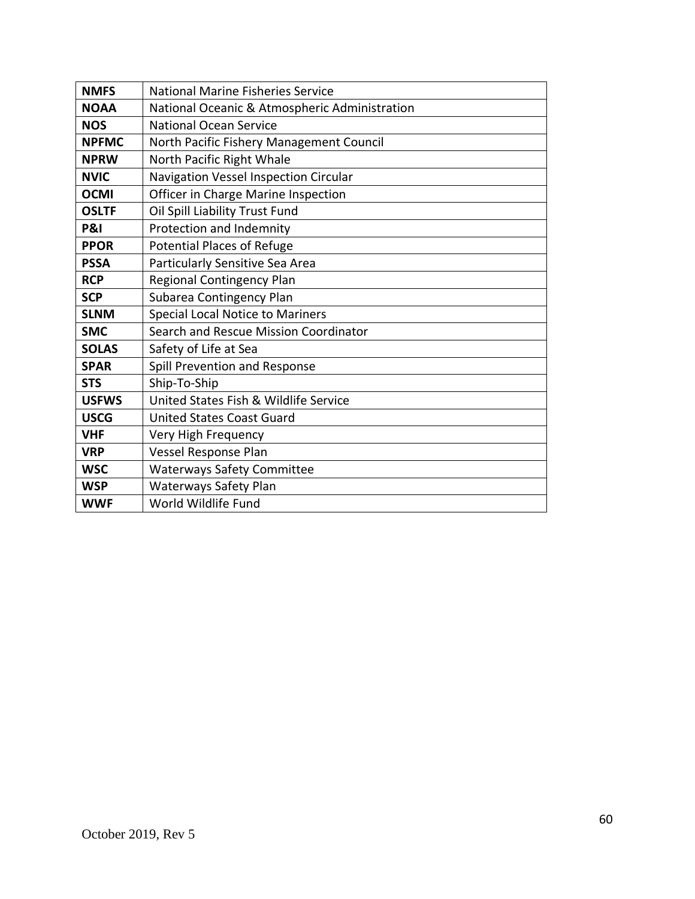| | |
|---|---|
| **NMFS** | National Marine Fisheries Service |
| **NOAA** | National Oceanic & Atmospheric Administration |
| **NOS** | National Ocean Service |
| **NPFMC** | North Pacific Fishery Management Council |
| **NPRW** | North Pacific Right Whale |
| **NVIC** | Navigation Vessel Inspection Circular |
| **OCMI** | Officer in Charge Marine Inspection |
| **OSLTF** | Oil Spill Liability Trust Fund |
| **P&I** | Protection and Indemnity |
| **PPOR** | Potential Places of Refuge |
| **PSSA** | Particularly Sensitive Sea Area |
| **RCP** | Regional Contingency Plan |
| **SCP** | Subarea Contingency Plan |
| **SLNM** | Special Local Notice to Mariners |
| **SMC** | Search and Rescue Mission Coordinator |
| **SOLAS** | Safety of Life at Sea |
| **SPAR** | Spill Prevention and Response |
| **STS** | Ship-To-Ship |
| **USFWS** | United States Fish & Wildlife Service |
| **USCG** | United States Coast Guard |
| **VHF** | Very High Frequency |
| **VRP** | Vessel Response Plan |
| **WSC** | Waterways Safety Committee |
| **WSP** | Waterways Safety Plan |
| **WWF** | World Wildlife Fund |